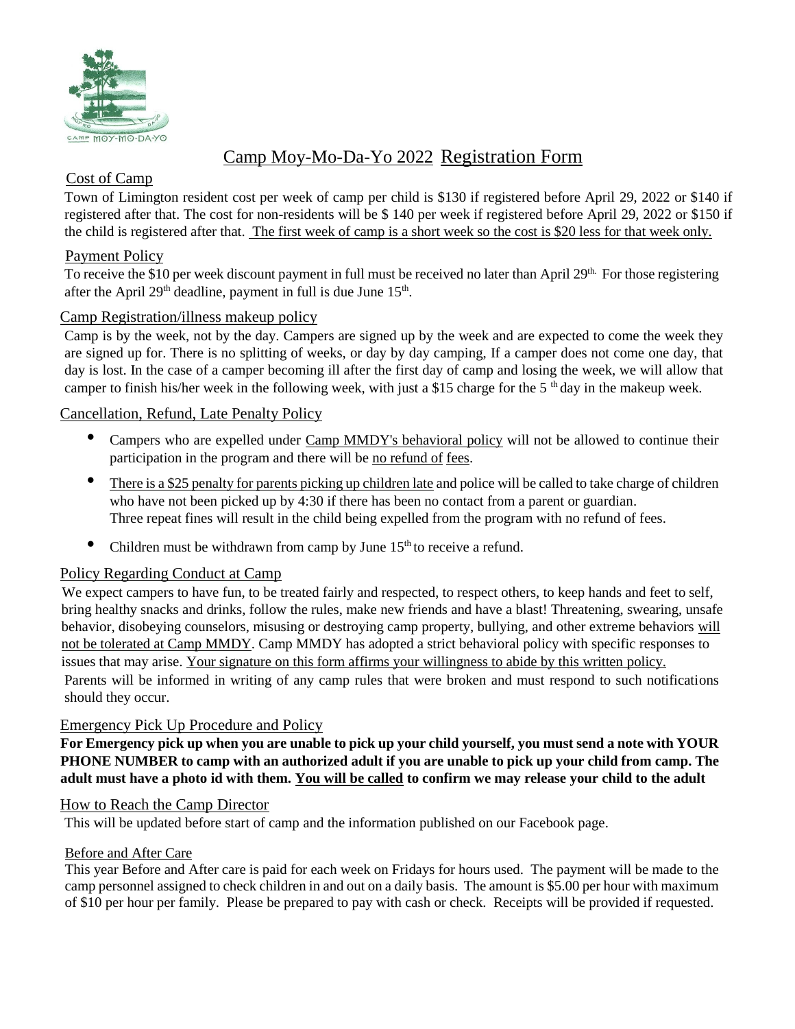# Camp Moy-Mo-Da-Yo 2022 Registration Form

## Cost of Camp

Town of Limington resident cost per week of camp per child is $130 if registered before April 29, 2022 or $140 if registered after that. The cost for non-residents will be $ 140 per week if registered before April 29, 2022 or $150 if the child is registered after that. The first week of camp is a short week so the cost is $20 less for that week only.

## Payment Policy

To receive the $10 per week discount payment in full must be received no later than April 29th. For those registering after the April 29th deadline, payment in full is due June 15th.

## Camp Registration/illness makeup policy

Camp is by the week, not by the day. Campers are signed up by the week and are expected to come the week they are signed up for. There is no splitting of weeks, or day by day camping, If a camper does not come one day, that day is lost. In the case of a camper becoming ill after the first day of camp and losing the week, we will allow that camper to finish his/her week in the following week, with just a $15 charge for the 5 th day in the makeup week.

## Cancellation, Refund, Late Penalty Policy

- Campers who are expelled under Camp MMDY's behavioral policy will not be allowed to continue their participation in the program and there will be no refund of fees.
- There is a $25 penalty for parents picking up children late and police will be called to take charge of children who have not been picked up by 4:30 if there has been no contact from a parent or guardian. Three repeat fines will result in the child being expelled from the program with no refund of fees.
- Children must be withdrawn from camp by June 15th to receive a refund.

## Policy Regarding Conduct at Camp

We expect campers to have fun, to be treated fairly and respected, to respect others, to keep hands and feet to self, bring healthy snacks and drinks, follow the rules, make new friends and have a blast! Threatening, swearing, unsafe behavior, disobeying counselors, misusing or destroying camp property, bullying, and other extreme behaviors will not be tolerated at Camp MMDY. Camp MMDY has adopted a strict behavioral policy with specific responses to issues that may arise. Your signature on this form affirms your willingness to abide by this written policy. Parents will be informed in writing of any camp rules that were broken and must respond to such notifications should they occur.

## Emergency Pick Up Procedure and Policy

**For Emergency pick up when you are unable to pick up your child yourself, you must send a note with YOUR PHONE NUMBER to camp with an authorized adult if you are unable to pick up your child from camp. The adult must have a photo id with them. You will be called to confirm we may release your child to the adult**

## How to Reach the Camp Director

This will be updated before start of camp and the information published on our Facebook page.

### Before and After Care

This year Before and After care is paid for each week on Fridays for hours used. The payment will be made to the camp personnel assigned to check children in and out on a daily basis. The amount is $5.00 per hour with maximum of $10 per hour per family. Please be prepared to pay with cash or check. Receipts will be provided if requested.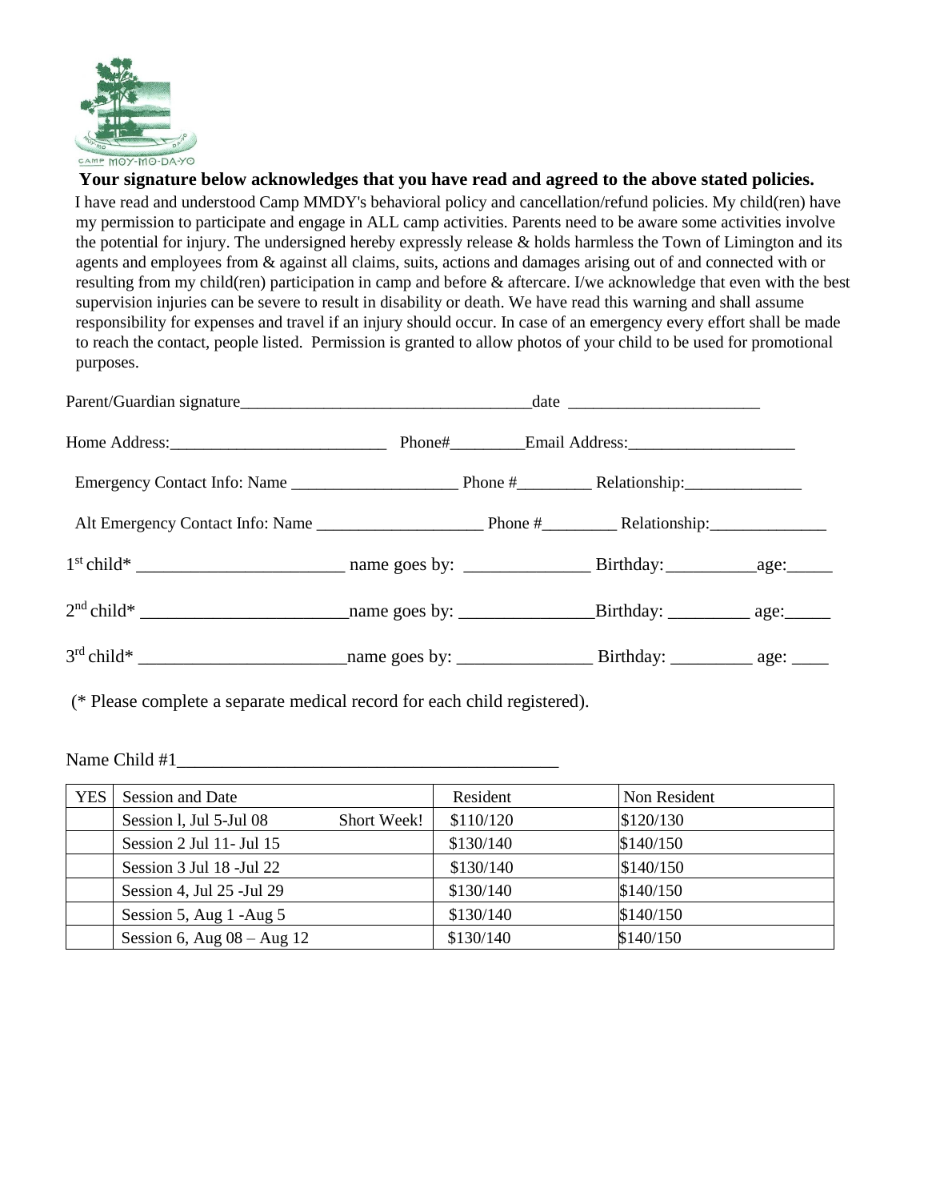**Your signature below acknowledges that you have read and agreed to the above stated policies.**

I have read and understood Camp MMDY's behavioral policy and cancellation/refund policies. My child(ren) have my permission to participate and engage in ALL camp activities. Parents need to be aware some activities involve the potential for injury. The undersigned hereby expressly release & holds harmless the Town of Limington and its agents and employees from & against all claims, suits, actions and damages arising out of and connected with or resulting from my child(ren) participation in camp and before & aftercare. I/we acknowledge that even with the best supervision injuries can be severe to result in disability or death. We have read this warning and shall assume responsibility for expenses and travel if an injury should occur. In case of an emergency every effort shall be made to reach the contact, people listed. Permission is granted to allow photos of your child to be used for promotional purposes.

Parent/Guardian signature___________________________________date _______________________

Home Address:__________________________ Phone#_________Email Address:____________________

Emergency Contact Info: Name ____________________ Phone #_________ Relationship:______________

Alt Emergency Contact Info: Name ____________________ Phone #_________ Relationship:______________

1st child* _______________________ name goes by: ______________ Birthday:__________age:_____

2nd child* _______________________name goes by: _______________Birthday: _________ age:_____

3rd child* _______________________name goes by: _______________ Birthday: _________ age: ____

(* Please complete a separate medical record for each child registered).

Name Child #1___________________________________________

| YES | Session and Date | Resident | Non Resident |
|---|---|---|---|
| | Session l, Jul 5-Jul 08 Short Week! | $110/120 | $120/130 |
| | Session 2 Jul 11- Jul 15 | $130/140 | $140/150 |
| | Session 3 Jul 18 -Jul 22 | $130/140 | $140/150 |
| | Session 4, Jul 25 -Jul 29 | $130/140 | $140/150 |
| | Session 5, Aug 1 -Aug 5 | $130/140 | $140/150 |
| | Session 6, Aug 08 – Aug 12 | $130/140 | $140/150 |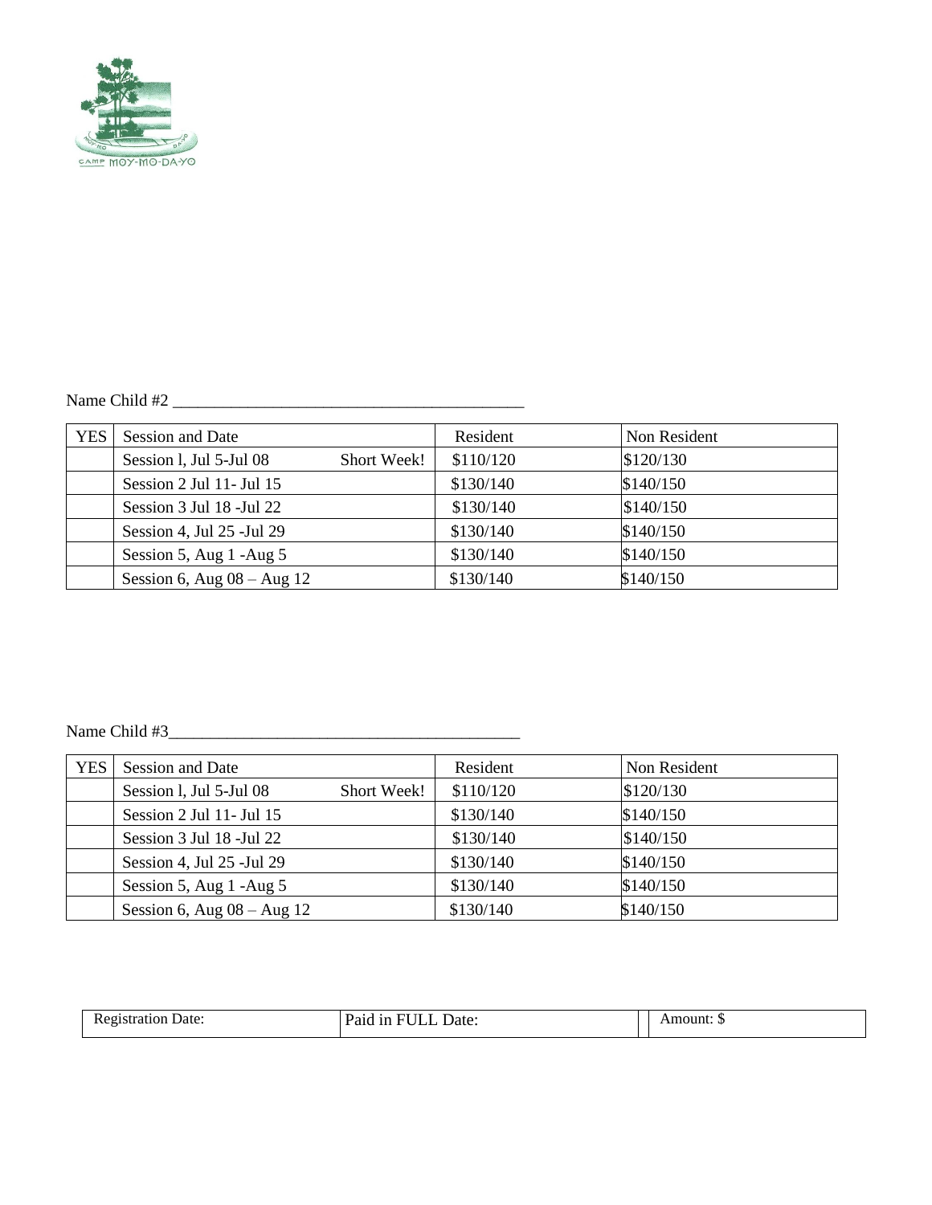Name Child #2 ___________________________________________

| YES | Session and Date | Resident | Non Resident |
|---|---|---|---|
| | Session l, Jul 5-Jul 08 Short Week! | $110/120 | $120/130 |
| | Session 2 Jul 11- Jul 15 | $130/140 | $140/150 |
| | Session 3 Jul 18 -Jul 22 | $130/140 | $140/150 |
| | Session 4, Jul 25 -Jul 29 | $130/140 | $140/150 |
| | Session 5, Aug 1 -Aug 5 | $130/140 | $140/150 |
| | Session 6, Aug 08 – Aug 12 | $130/140 | $140/150 |

Name Child #3___________________________________________

| YES | Session and Date | Resident | Non Resident |
|---|---|---|---|
| | Session l, Jul 5-Jul 08 Short Week! | $110/120 | $120/130 |
| | Session 2 Jul 11- Jul 15 | $130/140 | $140/150 |
| | Session 3 Jul 18 -Jul 22 | $130/140 | $140/150 |
| | Session 4, Jul 25 -Jul 29 | $130/140 | $140/150 |
| | Session 5, Aug 1 -Aug 5 | $130/140 | $140/150 |
| | Session 6, Aug 08 – Aug 12 | $130/140 | $140/150 |

| Registration Date: | Paid in FULL Date: | | Amount: $ |
|---|---|---|---|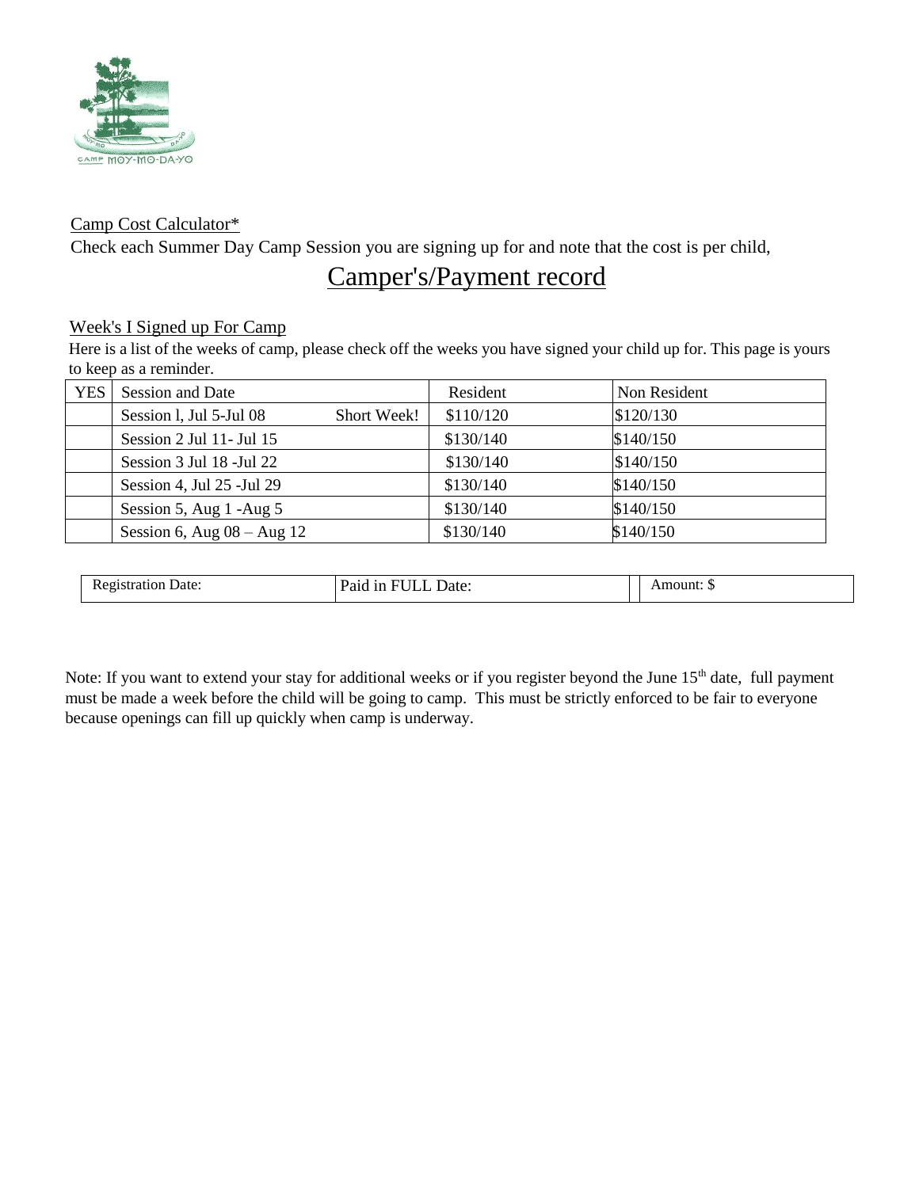Camp Cost Calculator*

Check each Summer Day Camp Session you are signing up for and note that the cost is per child,

# Camper's/Payment record

Week's I Signed up For Camp

Here is a list of the weeks of camp, please check off the weeks you have signed your child up for. This page is yours to keep as a reminder.

| YES | Session and Date | Resident | Non Resident |
|---|---|---|---|
| | Session l, Jul 5-Jul 08 Short Week! | $110/120 | $120/130 |
| | Session 2 Jul 11- Jul 15 | $130/140 | $140/150 |
| | Session 3 Jul 18 -Jul 22 | $130/140 | $140/150 |
| | Session 4, Jul 25 -Jul 29 | $130/140 | $140/150 |
| | Session 5, Aug 1 -Aug 5 | $130/140 | $140/150 |
| | Session 6, Aug 08 – Aug 12 | $130/140 | $140/150 |

| Registration Date: | Paid in FULL Date: | | Amount: $ |
|---|---|---|---|

Note: If you want to extend your stay for additional weeks or if you register beyond the June 15th date, full payment must be made a week before the child will be going to camp. This must be strictly enforced to be fair to everyone because openings can fill up quickly when camp is underway.